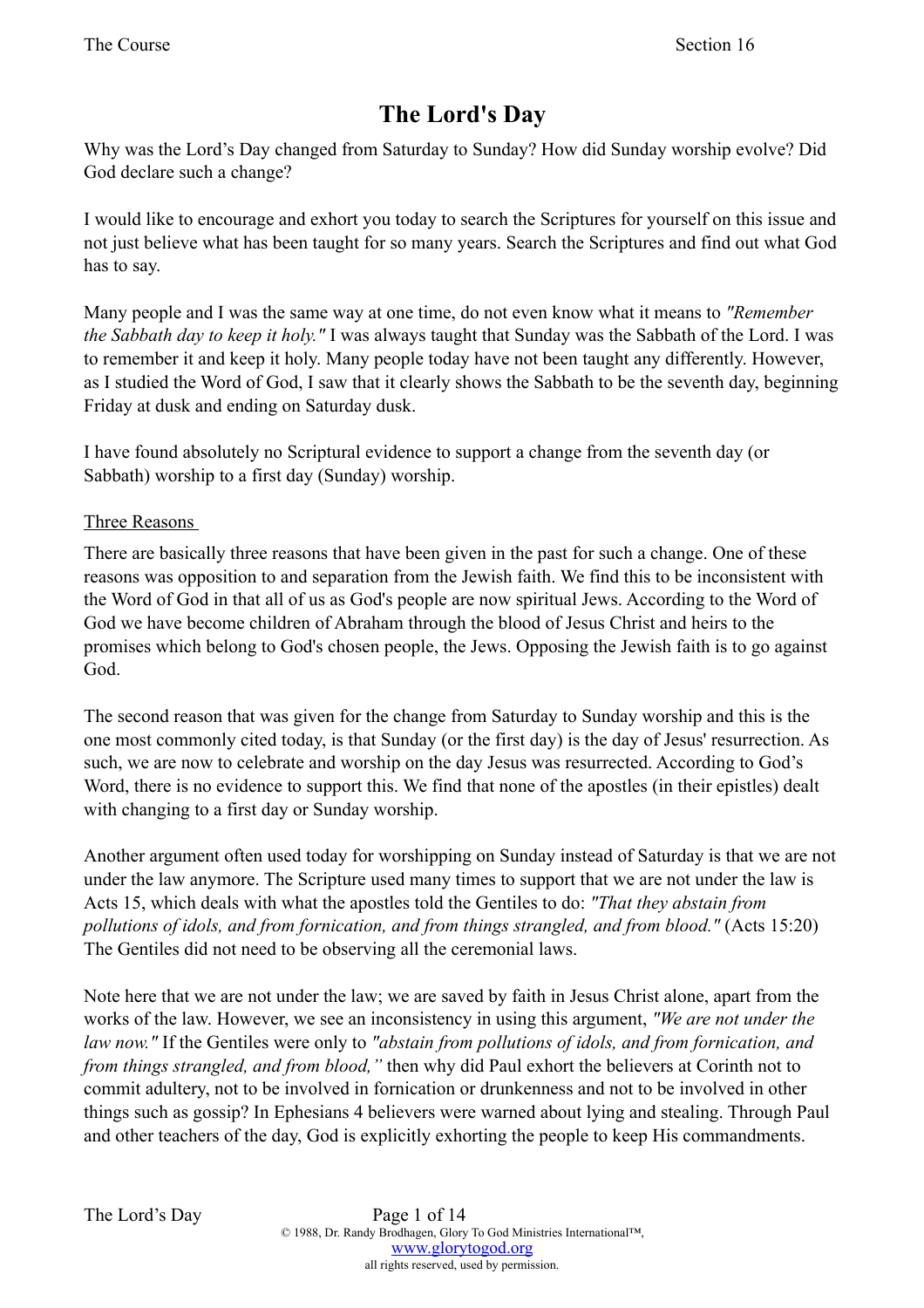# The Lord's Day

Why was the Lord's Day changed from Saturday to Sunday? How did Sunday worship evolve? Did God declare such a change?

I would like to encourage and exhort you today to search the Scriptures for yourself on this issue and not just believe what has been taught for so many years. Search the Scriptures and find out what God has to say.

Many people and I was the same way at one time, do not even know what it means to *"Remember the Sabbath day to keep it holy."* I was always taught that Sunday was the Sabbath of the Lord. I was to remember it and keep it holy. Many people today have not been taught any differently. However, as I studied the Word of God, I saw that it clearly shows the Sabbath to be the seventh day, beginning Friday at dusk and ending on Saturday dusk.

I have found absolutely no Scriptural evidence to support a change from the seventh day (or Sabbath) worship to a first day (Sunday) worship.

<u>Three Reasons</u>

There are basically three reasons that have been given in the past for such a change. One of these reasons was opposition to and separation from the Jewish faith. We find this to be inconsistent with the Word of God in that all of us as God's people are now spiritual Jews. According to the Word of God we have become children of Abraham through the blood of Jesus Christ and heirs to the promises which belong to God's chosen people, the Jews. Opposing the Jewish faith is to go against God.

The second reason that was given for the change from Saturday to Sunday worship and this is the one most commonly cited today, is that Sunday (or the first day) is the day of Jesus' resurrection. As such, we are now to celebrate and worship on the day Jesus was resurrected. According to God's Word, there is no evidence to support this. We find that none of the apostles (in their epistles) dealt with changing to a first day or Sunday worship.

Another argument often used today for worshipping on Sunday instead of Saturday is that we are not under the law anymore. The Scripture used many times to support that we are not under the law is Acts 15, which deals with what the apostles told the Gentiles to do: *"That they abstain from pollutions of idols, and from fornication, and from things strangled, and from blood."* (Acts 15:20) The Gentiles did not need to be observing all the ceremonial laws.

Note here that we are not under the law; we are saved by faith in Jesus Christ alone, apart from the works of the law. However, we see an inconsistency in using this argument, *"We are not under the law now."* If the Gentiles were only to *"abstain from pollutions of idols, and from fornication, and from things strangled, and from blood,"* then why did Paul exhort the believers at Corinth not to commit adultery, not to be involved in fornication or drunkenness and not to be involved in other things such as gossip? In Ephesians 4 believers were warned about lying and stealing. Through Paul and other teachers of the day, God is explicitly exhorting the people to keep His commandments.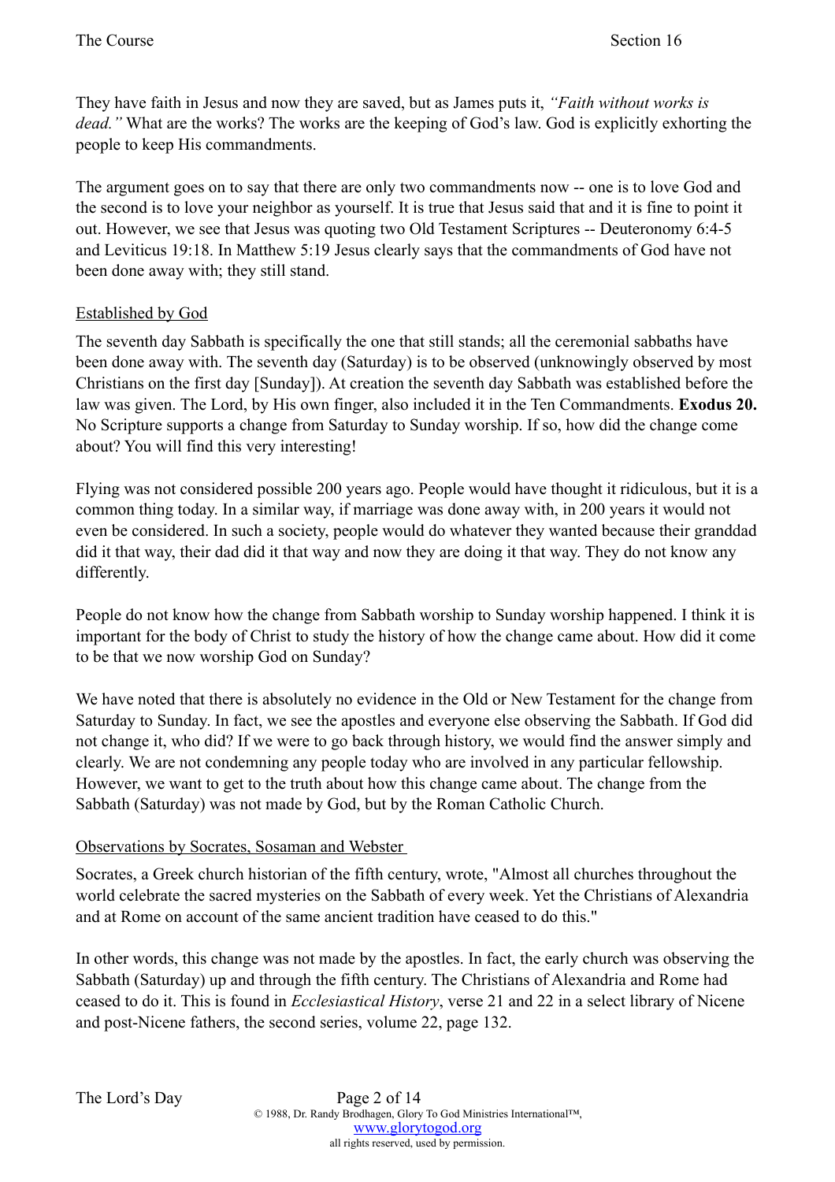They have faith in Jesus and now they are saved, but as James puts it, *"Faith without works is dead."* What are the works? The works are the keeping of God's law. God is explicitly exhorting the people to keep His commandments.

The argument goes on to say that there are only two commandments now -- one is to love God and the second is to love your neighbor as yourself. It is true that Jesus said that and it is fine to point it out. However, we see that Jesus was quoting two Old Testament Scriptures -- Deuteronomy 6:4-5 and Leviticus 19:18. In Matthew 5:19 Jesus clearly says that the commandments of God have not been done away with; they still stand.

<u>Established by God</u>

The seventh day Sabbath is specifically the one that still stands; all the ceremonial sabbaths have been done away with. The seventh day (Saturday) is to be observed (unknowingly observed by most Christians on the first day [Sunday]). At creation the seventh day Sabbath was established before the law was given. The Lord, by His own finger, also included it in the Ten Commandments. **Exodus 20.** No Scripture supports a change from Saturday to Sunday worship. If so, how did the change come about? You will find this very interesting!

Flying was not considered possible 200 years ago. People would have thought it ridiculous, but it is a common thing today. In a similar way, if marriage was done away with, in 200 years it would not even be considered. In such a society, people would do whatever they wanted because their granddad did it that way, their dad did it that way and now they are doing it that way. They do not know any differently.

People do not know how the change from Sabbath worship to Sunday worship happened. I think it is important for the body of Christ to study the history of how the change came about. How did it come to be that we now worship God on Sunday?

We have noted that there is absolutely no evidence in the Old or New Testament for the change from Saturday to Sunday. In fact, we see the apostles and everyone else observing the Sabbath. If God did not change it, who did? If we were to go back through history, we would find the answer simply and clearly. We are not condemning any people today who are involved in any particular fellowship. However, we want to get to the truth about how this change came about. The change from the Sabbath (Saturday) was not made by God, but by the Roman Catholic Church.

<u>Observations by Socrates, Sosaman and Webster</u>

Socrates, a Greek church historian of the fifth century, wrote, "Almost all churches throughout the world celebrate the sacred mysteries on the Sabbath of every week. Yet the Christians of Alexandria and at Rome on account of the same ancient tradition have ceased to do this."

In other words, this change was not made by the apostles. In fact, the early church was observing the Sabbath (Saturday) up and through the fifth century. The Christians of Alexandria and Rome had ceased to do it. This is found in *Ecclesiastical History*, verse 21 and 22 in a select library of Nicene and post-Nicene fathers, the second series, volume 22, page 132.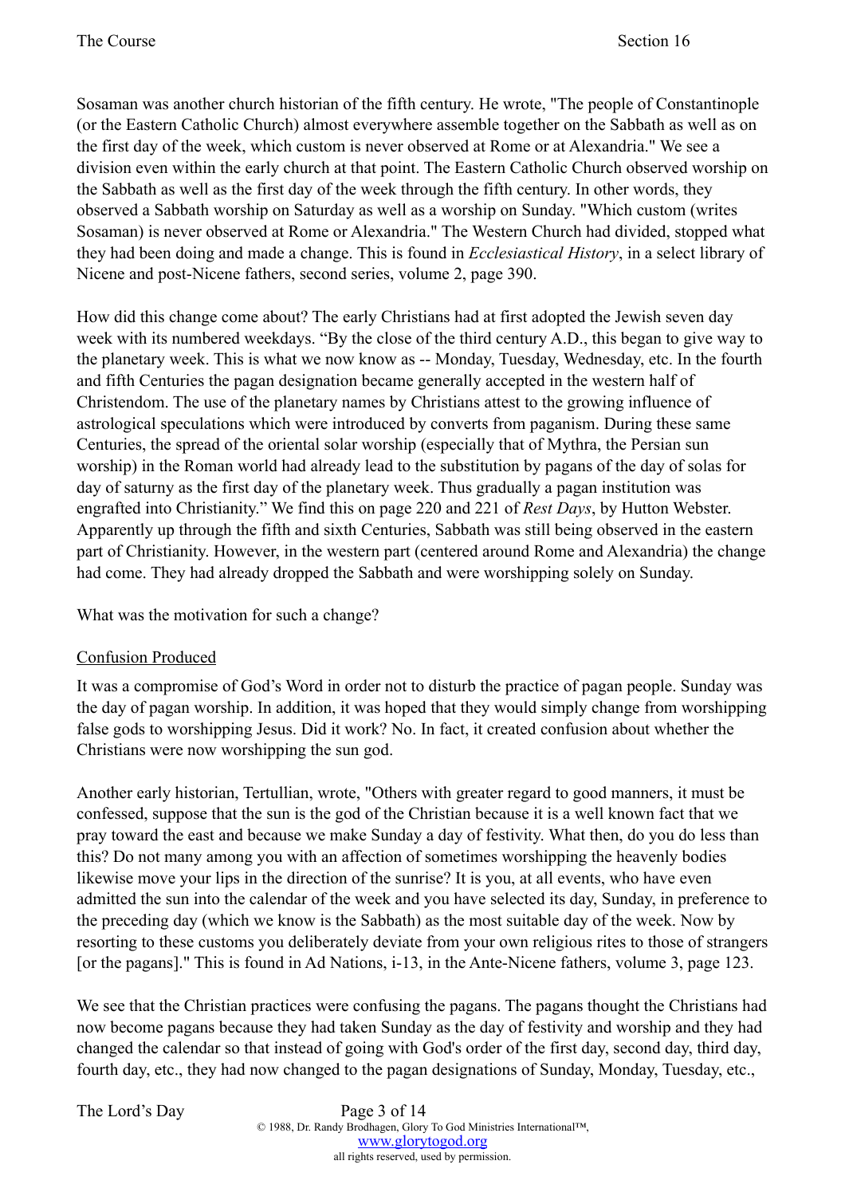Sosaman was another church historian of the fifth century. He wrote, "The people of Constantinople (or the Eastern Catholic Church) almost everywhere assemble together on the Sabbath as well as on the first day of the week, which custom is never observed at Rome or at Alexandria." We see a division even within the early church at that point. The Eastern Catholic Church observed worship on the Sabbath as well as the first day of the week through the fifth century. In other words, they observed a Sabbath worship on Saturday as well as a worship on Sunday. "Which custom (writes Sosaman) is never observed at Rome or Alexandria." The Western Church had divided, stopped what they had been doing and made a change. This is found in *Ecclesiastical History*, in a select library of Nicene and post-Nicene fathers, second series, volume 2, page 390.

How did this change come about? The early Christians had at first adopted the Jewish seven day week with its numbered weekdays. "By the close of the third century A.D., this began to give way to the planetary week. This is what we now know as -- Monday, Tuesday, Wednesday, etc. In the fourth and fifth Centuries the pagan designation became generally accepted in the western half of Christendom. The use of the planetary names by Christians attest to the growing influence of astrological speculations which were introduced by converts from paganism. During these same Centuries, the spread of the oriental solar worship (especially that of Mythra, the Persian sun worship) in the Roman world had already lead to the substitution by pagans of the day of solas for day of saturny as the first day of the planetary week. Thus gradually a pagan institution was engrafted into Christianity." We find this on page 220 and 221 of *Rest Days*, by Hutton Webster. Apparently up through the fifth and sixth Centuries, Sabbath was still being observed in the eastern part of Christianity. However, in the western part (centered around Rome and Alexandria) the change had come. They had already dropped the Sabbath and were worshipping solely on Sunday.

What was the motivation for such a change?

<u>Confusion Produced</u>

It was a compromise of God's Word in order not to disturb the practice of pagan people. Sunday was the day of pagan worship. In addition, it was hoped that they would simply change from worshipping false gods to worshipping Jesus. Did it work? No. In fact, it created confusion about whether the Christians were now worshipping the sun god.

Another early historian, Tertullian, wrote, "Others with greater regard to good manners, it must be confessed, suppose that the sun is the god of the Christian because it is a well known fact that we pray toward the east and because we make Sunday a day of festivity. What then, do you do less than this? Do not many among you with an affection of sometimes worshipping the heavenly bodies likewise move your lips in the direction of the sunrise? It is you, at all events, who have even admitted the sun into the calendar of the week and you have selected its day, Sunday, in preference to the preceding day (which we know is the Sabbath) as the most suitable day of the week. Now by resorting to these customs you deliberately deviate from your own religious rites to those of strangers [or the pagans]." This is found in Ad Nations, i-13, in the Ante-Nicene fathers, volume 3, page 123.

We see that the Christian practices were confusing the pagans. The pagans thought the Christians had now become pagans because they had taken Sunday as the day of festivity and worship and they had changed the calendar so that instead of going with God's order of the first day, second day, third day, fourth day, etc., they had now changed to the pagan designations of Sunday, Monday, Tuesday, etc.,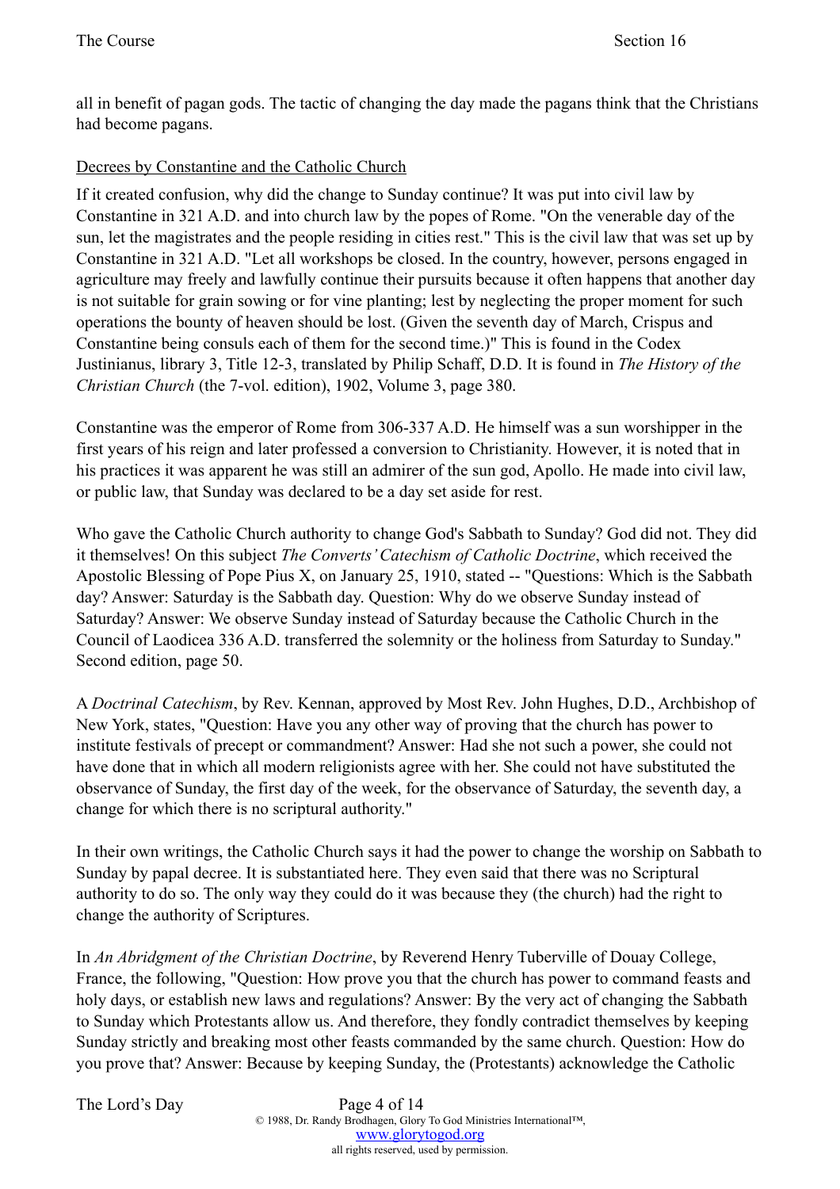all in benefit of pagan gods. The tactic of changing the day made the pagans think that the Christians had become pagans.

<u>Decrees by Constantine and the Catholic Church</u>

If it created confusion, why did the change to Sunday continue? It was put into civil law by Constantine in 321 A.D. and into church law by the popes of Rome. "On the venerable day of the sun, let the magistrates and the people residing in cities rest." This is the civil law that was set up by Constantine in 321 A.D. "Let all workshops be closed. In the country, however, persons engaged in agriculture may freely and lawfully continue their pursuits because it often happens that another day is not suitable for grain sowing or for vine planting; lest by neglecting the proper moment for such operations the bounty of heaven should be lost. (Given the seventh day of March, Crispus and Constantine being consuls each of them for the second time.)" This is found in the Codex Justinianus, library 3, Title 12-3, translated by Philip Schaff, D.D. It is found in *The History of the Christian Church* (the 7-vol. edition), 1902, Volume 3, page 380.

Constantine was the emperor of Rome from 306-337 A.D. He himself was a sun worshipper in the first years of his reign and later professed a conversion to Christianity. However, it is noted that in his practices it was apparent he was still an admirer of the sun god, Apollo. He made into civil law, or public law, that Sunday was declared to be a day set aside for rest.

Who gave the Catholic Church authority to change God's Sabbath to Sunday? God did not. They did it themselves! On this subject *The Converts' Catechism of Catholic Doctrine*, which received the Apostolic Blessing of Pope Pius X, on January 25, 1910, stated -- "Questions: Which is the Sabbath day? Answer: Saturday is the Sabbath day. Question: Why do we observe Sunday instead of Saturday? Answer: We observe Sunday instead of Saturday because the Catholic Church in the Council of Laodicea 336 A.D. transferred the solemnity or the holiness from Saturday to Sunday." Second edition, page 50.

A *Doctrinal Catechism*, by Rev. Kennan, approved by Most Rev. John Hughes, D.D., Archbishop of New York, states, "Question: Have you any other way of proving that the church has power to institute festivals of precept or commandment? Answer: Had she not such a power, she could not have done that in which all modern religionists agree with her. She could not have substituted the observance of Sunday, the first day of the week, for the observance of Saturday, the seventh day, a change for which there is no scriptural authority."

In their own writings, the Catholic Church says it had the power to change the worship on Sabbath to Sunday by papal decree. It is substantiated here. They even said that there was no Scriptural authority to do so. The only way they could do it was because they (the church) had the right to change the authority of Scriptures.

In *An Abridgment of the Christian Doctrine*, by Reverend Henry Tuberville of Douay College, France, the following, "Question: How prove you that the church has power to command feasts and holy days, or establish new laws and regulations? Answer: By the very act of changing the Sabbath to Sunday which Protestants allow us. And therefore, they fondly contradict themselves by keeping Sunday strictly and breaking most other feasts commanded by the same church. Question: How do you prove that? Answer: Because by keeping Sunday, the (Protestants) acknowledge the Catholic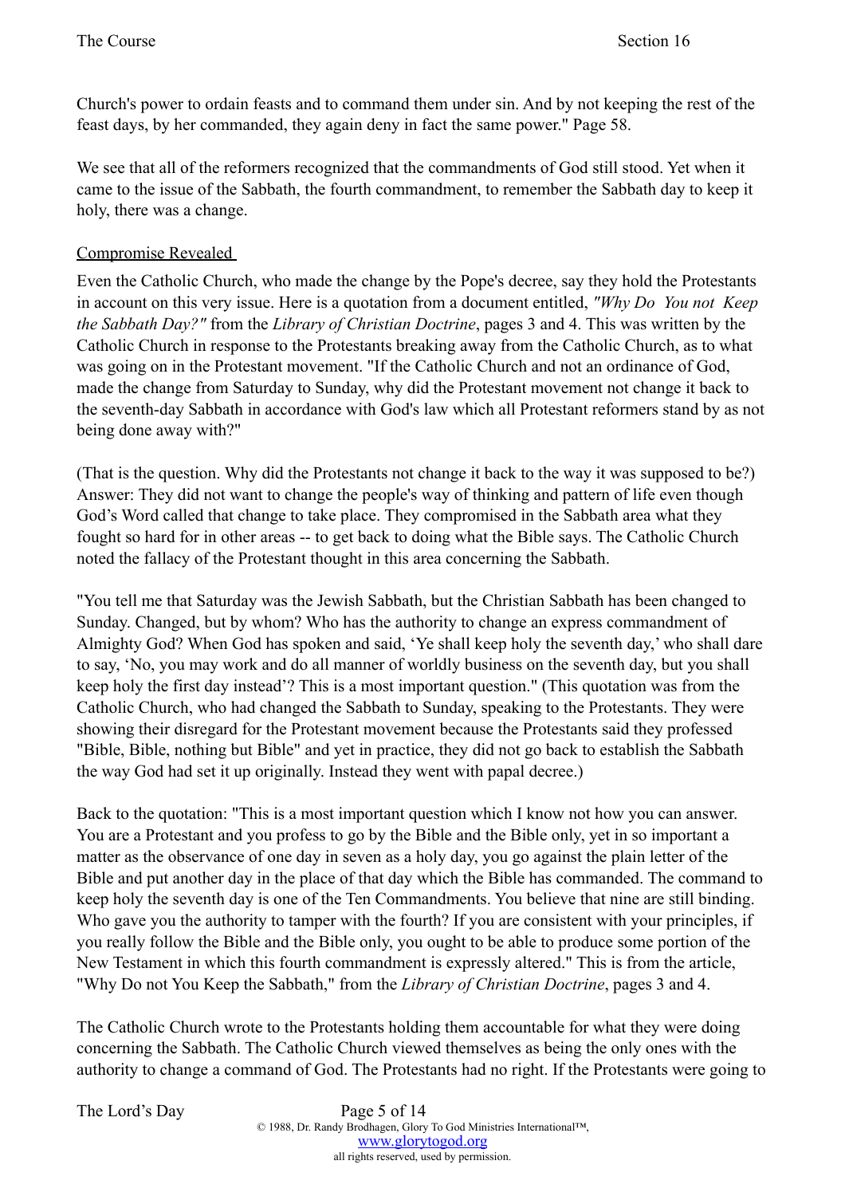Church's power to ordain feasts and to command them under sin. And by not keeping the rest of the feast days, by her commanded, they again deny in fact the same power." Page 58.

We see that all of the reformers recognized that the commandments of God still stood. Yet when it came to the issue of the Sabbath, the fourth commandment, to remember the Sabbath day to keep it holy, there was a change.

Compromise Revealed

Even the Catholic Church, who made the change by the Pope's decree, say they hold the Protestants in account on this very issue. Here is a quotation from a document entitled, *"Why Do You not Keep the Sabbath Day?"* from the *Library of Christian Doctrine*, pages 3 and 4. This was written by the Catholic Church in response to the Protestants breaking away from the Catholic Church, as to what was going on in the Protestant movement. "If the Catholic Church and not an ordinance of God, made the change from Saturday to Sunday, why did the Protestant movement not change it back to the seventh-day Sabbath in accordance with God's law which all Protestant reformers stand by as not being done away with?"

(That is the question. Why did the Protestants not change it back to the way it was supposed to be?) Answer: They did not want to change the people's way of thinking and pattern of life even though God's Word called that change to take place. They compromised in the Sabbath area what they fought so hard for in other areas -- to get back to doing what the Bible says. The Catholic Church noted the fallacy of the Protestant thought in this area concerning the Sabbath.

"You tell me that Saturday was the Jewish Sabbath, but the Christian Sabbath has been changed to Sunday. Changed, but by whom? Who has the authority to change an express commandment of Almighty God? When God has spoken and said, 'Ye shall keep holy the seventh day,' who shall dare to say, 'No, you may work and do all manner of worldly business on the seventh day, but you shall keep holy the first day instead'? This is a most important question." (This quotation was from the Catholic Church, who had changed the Sabbath to Sunday, speaking to the Protestants. They were showing their disregard for the Protestant movement because the Protestants said they professed "Bible, Bible, nothing but Bible" and yet in practice, they did not go back to establish the Sabbath the way God had set it up originally. Instead they went with papal decree.)

Back to the quotation: "This is a most important question which I know not how you can answer. You are a Protestant and you profess to go by the Bible and the Bible only, yet in so important a matter as the observance of one day in seven as a holy day, you go against the plain letter of the Bible and put another day in the place of that day which the Bible has commanded. The command to keep holy the seventh day is one of the Ten Commandments. You believe that nine are still binding. Who gave you the authority to tamper with the fourth? If you are consistent with your principles, if you really follow the Bible and the Bible only, you ought to be able to produce some portion of the New Testament in which this fourth commandment is expressly altered." This is from the article, "Why Do not You Keep the Sabbath," from the *Library of Christian Doctrine*, pages 3 and 4.

The Catholic Church wrote to the Protestants holding them accountable for what they were doing concerning the Sabbath. The Catholic Church viewed themselves as being the only ones with the authority to change a command of God. The Protestants had no right. If the Protestants were going to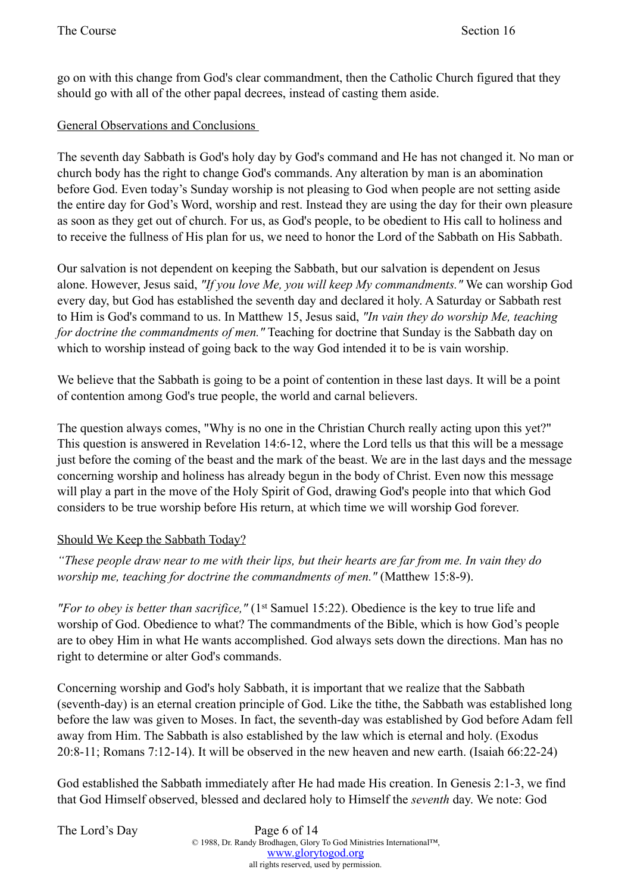go on with this change from God's clear commandment, then the Catholic Church figured that they should go with all of the other papal decrees, instead of casting them aside.

## General Observations and Conclusions

The seventh day Sabbath is God's holy day by God's command and He has not changed it. No man or church body has the right to change God's commands. Any alteration by man is an abomination before God. Even today's Sunday worship is not pleasing to God when people are not setting aside the entire day for God's Word, worship and rest. Instead they are using the day for their own pleasure as soon as they get out of church. For us, as God's people, to be obedient to His call to holiness and to receive the fullness of His plan for us, we need to honor the Lord of the Sabbath on His Sabbath.

Our salvation is not dependent on keeping the Sabbath, but our salvation is dependent on Jesus alone. However, Jesus said, *"If you love Me, you will keep My commandments."* We can worship God every day, but God has established the seventh day and declared it holy. A Saturday or Sabbath rest to Him is God's command to us. In Matthew 15, Jesus said, *"In vain they do worship Me, teaching for doctrine the commandments of men."* Teaching for doctrine that Sunday is the Sabbath day on which to worship instead of going back to the way God intended it to be is vain worship.

We believe that the Sabbath is going to be a point of contention in these last days. It will be a point of contention among God's true people, the world and carnal believers.

The question always comes, "Why is no one in the Christian Church really acting upon this yet?" This question is answered in Revelation 14:6-12, where the Lord tells us that this will be a message just before the coming of the beast and the mark of the beast. We are in the last days and the message concerning worship and holiness has already begun in the body of Christ. Even now this message will play a part in the move of the Holy Spirit of God, drawing God's people into that which God considers to be true worship before His return, at which time we will worship God forever.

## Should We Keep the Sabbath Today?

*"These people draw near to me with their lips, but their hearts are far from me. In vain they do worship me, teaching for doctrine the commandments of men."* (Matthew 15:8-9).

*"For to obey is better than sacrifice,"* (1st Samuel 15:22). Obedience is the key to true life and worship of God. Obedience to what? The commandments of the Bible, which is how God's people are to obey Him in what He wants accomplished. God always sets down the directions. Man has no right to determine or alter God's commands.

Concerning worship and God's holy Sabbath, it is important that we realize that the Sabbath (seventh-day) is an eternal creation principle of God. Like the tithe, the Sabbath was established long before the law was given to Moses. In fact, the seventh-day was established by God before Adam fell away from Him. The Sabbath is also established by the law which is eternal and holy. (Exodus 20:8-11; Romans 7:12-14). It will be observed in the new heaven and new earth. (Isaiah 66:22-24)

God established the Sabbath immediately after He had made His creation. In Genesis 2:1-3, we find that God Himself observed, blessed and declared holy to Himself the *seventh* day. We note: God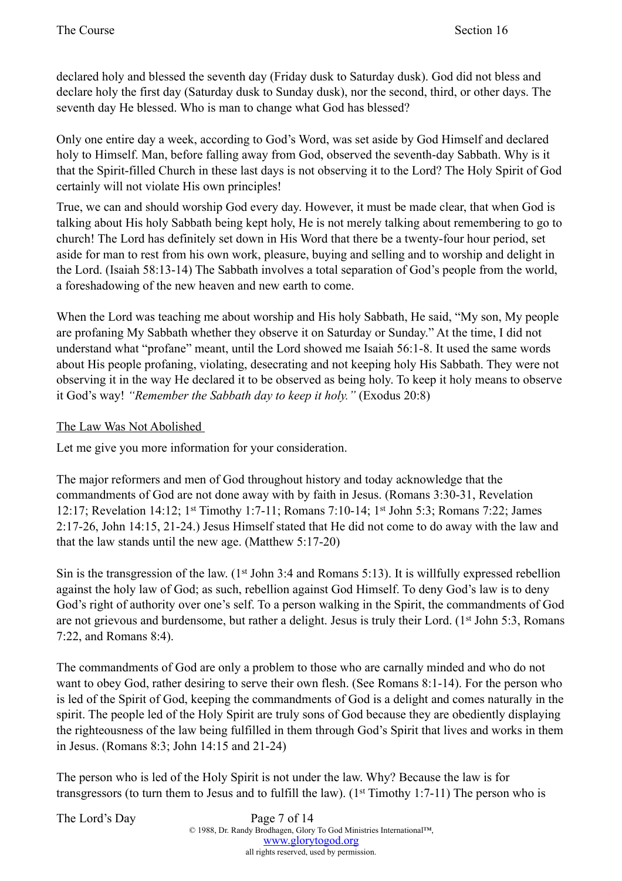declared holy and blessed the seventh day (Friday dusk to Saturday dusk). God did not bless and declare holy the first day (Saturday dusk to Sunday dusk), nor the second, third, or other days. The seventh day He blessed. Who is man to change what God has blessed?

Only one entire day a week, according to God's Word, was set aside by God Himself and declared holy to Himself. Man, before falling away from God, observed the seventh-day Sabbath. Why is it that the Spirit-filled Church in these last days is not observing it to the Lord? The Holy Spirit of God certainly will not violate His own principles!

True, we can and should worship God every day. However, it must be made clear, that when God is talking about His holy Sabbath being kept holy, He is not merely talking about remembering to go to church! The Lord has definitely set down in His Word that there be a twenty-four hour period, set aside for man to rest from his own work, pleasure, buying and selling and to worship and delight in the Lord. (Isaiah 58:13-14) The Sabbath involves a total separation of God's people from the world, a foreshadowing of the new heaven and new earth to come.

When the Lord was teaching me about worship and His holy Sabbath, He said, "My son, My people are profaning My Sabbath whether they observe it on Saturday or Sunday." At the time, I did not understand what "profane" meant, until the Lord showed me Isaiah 56:1-8. It used the same words about His people profaning, violating, desecrating and not keeping holy His Sabbath. They were not observing it in the way He declared it to be observed as being holy. To keep it holy means to observe it God's way! *"Remember the Sabbath day to keep it holy."* (Exodus 20:8)

<u>The Law Was Not Abolished</u>

Let me give you more information for your consideration.

The major reformers and men of God throughout history and today acknowledge that the commandments of God are not done away with by faith in Jesus. (Romans 3:30-31, Revelation 12:17; Revelation 14:12; 1st Timothy 1:7-11; Romans 7:10-14; 1st John 5:3; Romans 7:22; James 2:17-26, John 14:15, 21-24.) Jesus Himself stated that He did not come to do away with the law and that the law stands until the new age. (Matthew 5:17-20)

Sin is the transgression of the law. (1st John 3:4 and Romans 5:13). It is willfully expressed rebellion against the holy law of God; as such, rebellion against God Himself. To deny God's law is to deny God's right of authority over one's self. To a person walking in the Spirit, the commandments of God are not grievous and burdensome, but rather a delight. Jesus is truly their Lord. (1st John 5:3, Romans 7:22, and Romans 8:4).

The commandments of God are only a problem to those who are carnally minded and who do not want to obey God, rather desiring to serve their own flesh. (See Romans 8:1-14). For the person who is led of the Spirit of God, keeping the commandments of God is a delight and comes naturally in the spirit. The people led of the Holy Spirit are truly sons of God because they are obediently displaying the righteousness of the law being fulfilled in them through God's Spirit that lives and works in them in Jesus. (Romans 8:3; John 14:15 and 21-24)

The person who is led of the Holy Spirit is not under the law. Why? Because the law is for transgressors (to turn them to Jesus and to fulfill the law). (1st Timothy 1:7-11) The person who is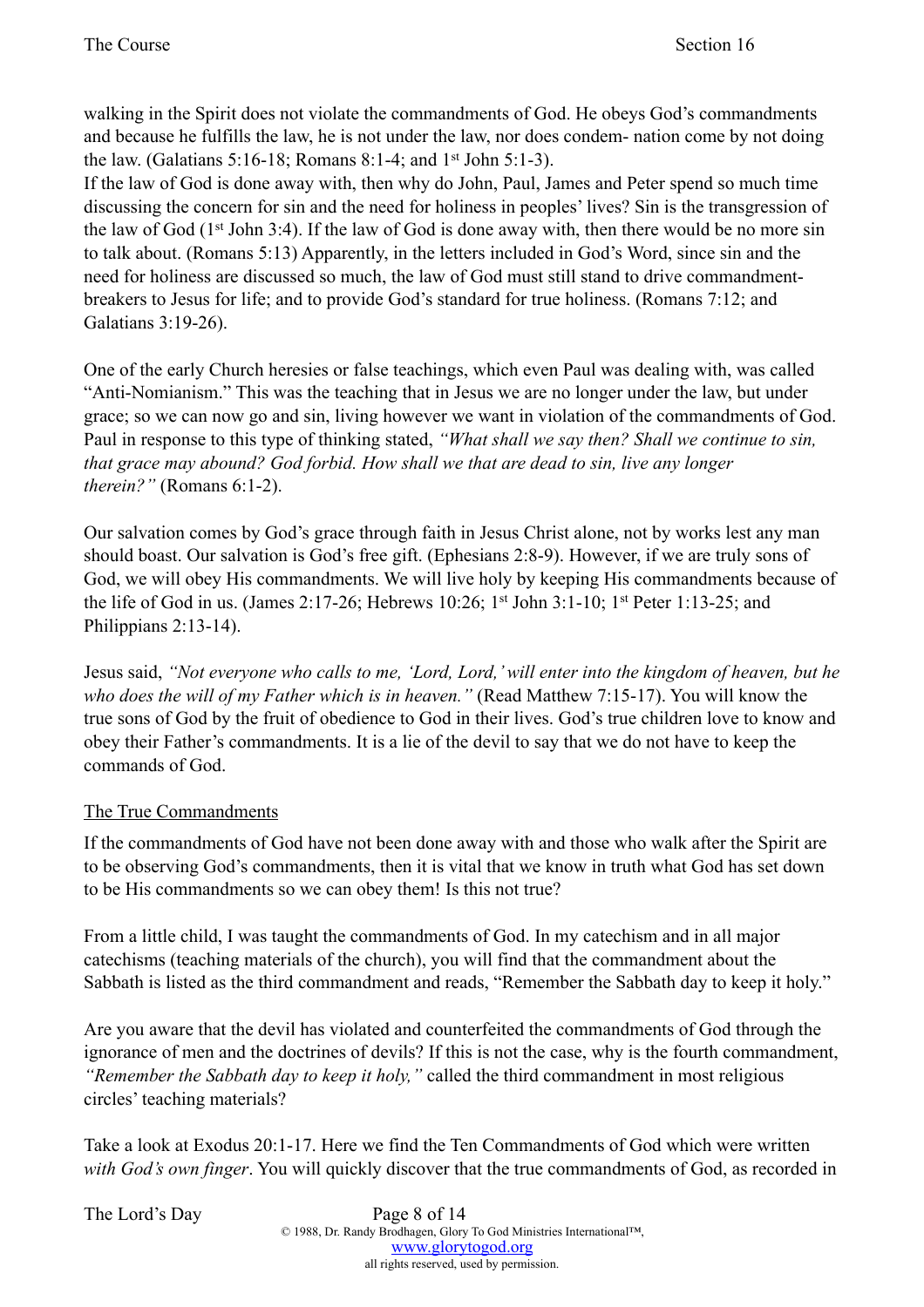walking in the Spirit does not violate the commandments of God. He obeys God's commandments and because he fulfills the law, he is not under the law, nor does condem- nation come by not doing the law. (Galatians 5:16-18; Romans 8:1-4; and 1st John 5:1-3).

If the law of God is done away with, then why do John, Paul, James and Peter spend so much time discussing the concern for sin and the need for holiness in peoples' lives? Sin is the transgression of the law of God (1st John 3:4). If the law of God is done away with, then there would be no more sin to talk about. (Romans 5:13) Apparently, in the letters included in God's Word, since sin and the need for holiness are discussed so much, the law of God must still stand to drive commandment-breakers to Jesus for life; and to provide God's standard for true holiness. (Romans 7:12; and Galatians 3:19-26).

One of the early Church heresies or false teachings, which even Paul was dealing with, was called "Anti-Nomianism." This was the teaching that in Jesus we are no longer under the law, but under grace; so we can now go and sin, living however we want in violation of the commandments of God. Paul in response to this type of thinking stated, *"What shall we say then? Shall we continue to sin, that grace may abound? God forbid. How shall we that are dead to sin, live any longer therein?"* (Romans 6:1-2).

Our salvation comes by God's grace through faith in Jesus Christ alone, not by works lest any man should boast. Our salvation is God's free gift. (Ephesians 2:8-9). However, if we are truly sons of God, we will obey His commandments. We will live holy by keeping His commandments because of the life of God in us. (James 2:17-26; Hebrews 10:26; 1st John 3:1-10; 1st Peter 1:13-25; and Philippians 2:13-14).

Jesus said, *"Not everyone who calls to me, 'Lord, Lord,' will enter into the kingdom of heaven, but he who does the will of my Father which is in heaven."* (Read Matthew 7:15-17). You will know the true sons of God by the fruit of obedience to God in their lives. God's true children love to know and obey their Father's commandments. It is a lie of the devil to say that we do not have to keep the commands of God.

## The True Commandments

If the commandments of God have not been done away with and those who walk after the Spirit are to be observing God's commandments, then it is vital that we know in truth what God has set down to be His commandments so we can obey them! Is this not true?

From a little child, I was taught the commandments of God. In my catechism and in all major catechisms (teaching materials of the church), you will find that the commandment about the Sabbath is listed as the third commandment and reads, "Remember the Sabbath day to keep it holy."

Are you aware that the devil has violated and counterfeited the commandments of God through the ignorance of men and the doctrines of devils? If this is not the case, why is the fourth commandment, *"Remember the Sabbath day to keep it holy,"* called the third commandment in most religious circles' teaching materials?

Take a look at Exodus 20:1-17. Here we find the Ten Commandments of God which were written *with God's own finger*. You will quickly discover that the true commandments of God, as recorded in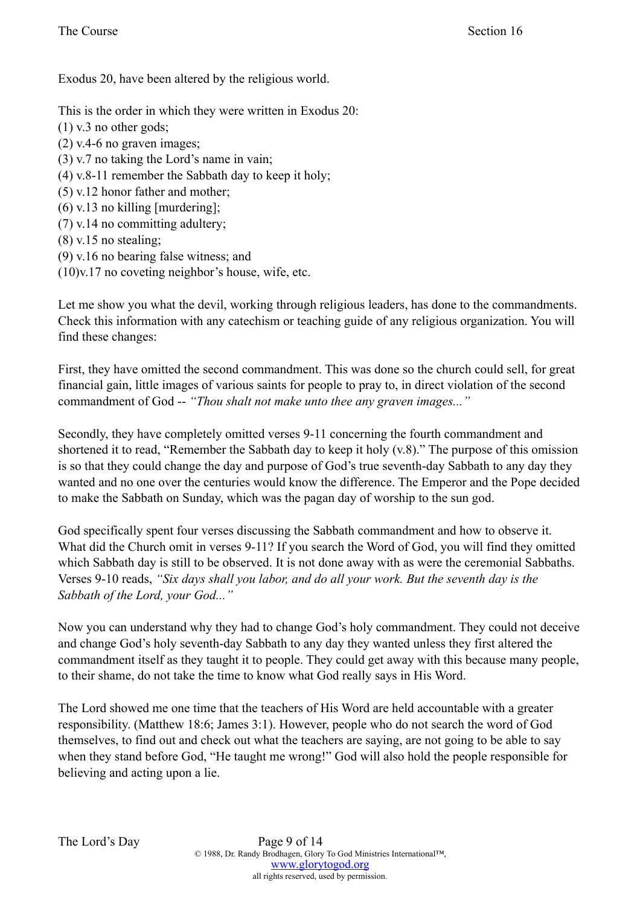Exodus 20, have been altered by the religious world.

This is the order in which they were written in Exodus 20:
(1) v.3 no other gods;
(2) v.4-6 no graven images;
(3) v.7 no taking the Lord's name in vain;
(4) v.8-11 remember the Sabbath day to keep it holy;
(5) v.12 honor father and mother;
(6) v.13 no killing [murdering];
(7) v.14 no committing adultery;
(8) v.15 no stealing;
(9) v.16 no bearing false witness; and
(10)v.17 no coveting neighbor's house, wife, etc.

Let me show you what the devil, working through religious leaders, has done to the commandments. Check this information with any catechism or teaching guide of any religious organization. You will find these changes:

First, they have omitted the second commandment. This was done so the church could sell, for great financial gain, little images of various saints for people to pray to, in direct violation of the second commandment of God -- *"Thou shalt not make unto thee any graven images..."*

Secondly, they have completely omitted verses 9-11 concerning the fourth commandment and shortened it to read, "Remember the Sabbath day to keep it holy (v.8)." The purpose of this omission is so that they could change the day and purpose of God's true seventh-day Sabbath to any day they wanted and no one over the centuries would know the difference. The Emperor and the Pope decided to make the Sabbath on Sunday, which was the pagan day of worship to the sun god.

God specifically spent four verses discussing the Sabbath commandment and how to observe it. What did the Church omit in verses 9-11? If you search the Word of God, you will find they omitted which Sabbath day is still to be observed. It is not done away with as were the ceremonial Sabbaths. Verses 9-10 reads, *"Six days shall you labor, and do all your work. But the seventh day is the Sabbath of the Lord, your God..."*

Now you can understand why they had to change God's holy commandment. They could not deceive and change God's holy seventh-day Sabbath to any day they wanted unless they first altered the commandment itself as they taught it to people. They could get away with this because many people, to their shame, do not take the time to know what God really says in His Word.

The Lord showed me one time that the teachers of His Word are held accountable with a greater responsibility. (Matthew 18:6; James 3:1). However, people who do not search the word of God themselves, to find out and check out what the teachers are saying, are not going to be able to say when they stand before God, "He taught me wrong!" God will also hold the people responsible for believing and acting upon a lie.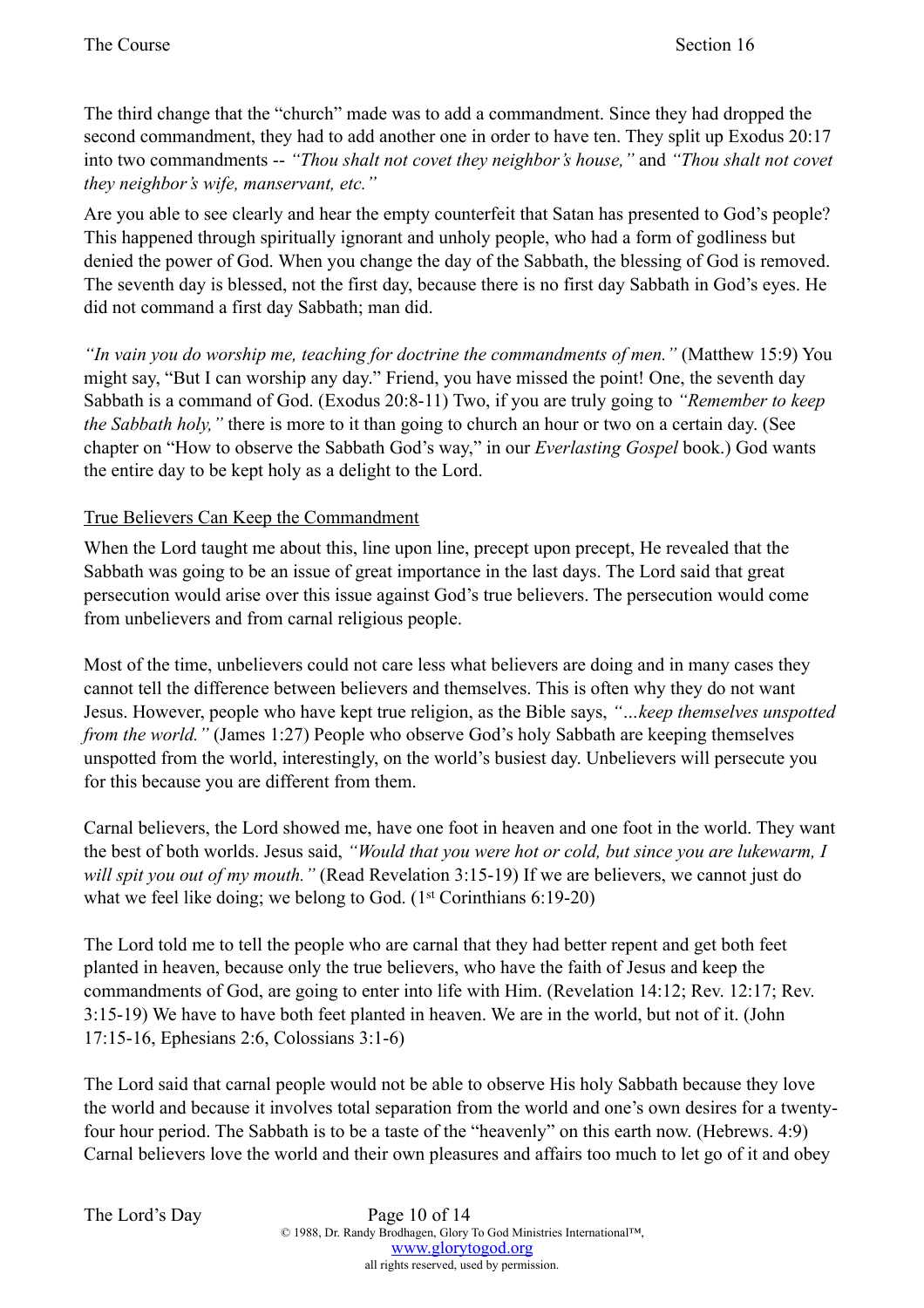The third change that the "church" made was to add a commandment. Since they had dropped the second commandment, they had to add another one in order to have ten. They split up Exodus 20:17 into two commandments -- *"Thou shalt not covet they neighbor's house,"* and *"Thou shalt not covet they neighbor's wife, manservant, etc."*

Are you able to see clearly and hear the empty counterfeit that Satan has presented to God's people? This happened through spiritually ignorant and unholy people, who had a form of godliness but denied the power of God. When you change the day of the Sabbath, the blessing of God is removed. The seventh day is blessed, not the first day, because there is no first day Sabbath in God's eyes. He did not command a first day Sabbath; man did.

*"In vain you do worship me, teaching for doctrine the commandments of men."* (Matthew 15:9) You might say, "But I can worship any day." Friend, you have missed the point! One, the seventh day Sabbath is a command of God. (Exodus 20:8-11) Two, if you are truly going to *"Remember to keep the Sabbath holy,"* there is more to it than going to church an hour or two on a certain day. (See chapter on "How to observe the Sabbath God's way," in our *Everlasting Gospel* book.) God wants the entire day to be kept holy as a delight to the Lord.

<u>True Believers Can Keep the Commandment</u>

When the Lord taught me about this, line upon line, precept upon precept, He revealed that the Sabbath was going to be an issue of great importance in the last days. The Lord said that great persecution would arise over this issue against God's true believers. The persecution would come from unbelievers and from carnal religious people.

Most of the time, unbelievers could not care less what believers are doing and in many cases they cannot tell the difference between believers and themselves. This is often why they do not want Jesus. However, people who have kept true religion, as the Bible says, *"…keep themselves unspotted from the world."* (James 1:27) People who observe God's holy Sabbath are keeping themselves unspotted from the world, interestingly, on the world's busiest day. Unbelievers will persecute you for this because you are different from them.

Carnal believers, the Lord showed me, have one foot in heaven and one foot in the world. They want the best of both worlds. Jesus said, *"Would that you were hot or cold, but since you are lukewarm, I will spit you out of my mouth."* (Read Revelation 3:15-19) If we are believers, we cannot just do what we feel like doing; we belong to God. (1st Corinthians 6:19-20)

The Lord told me to tell the people who are carnal that they had better repent and get both feet planted in heaven, because only the true believers, who have the faith of Jesus and keep the commandments of God, are going to enter into life with Him. (Revelation 14:12; Rev. 12:17; Rev. 3:15-19) We have to have both feet planted in heaven. We are in the world, but not of it. (John 17:15-16, Ephesians 2:6, Colossians 3:1-6)

The Lord said that carnal people would not be able to observe His holy Sabbath because they love the world and because it involves total separation from the world and one's own desires for a twenty-four hour period. The Sabbath is to be a taste of the "heavenly" on this earth now. (Hebrews. 4:9) Carnal believers love the world and their own pleasures and affairs too much to let go of it and obey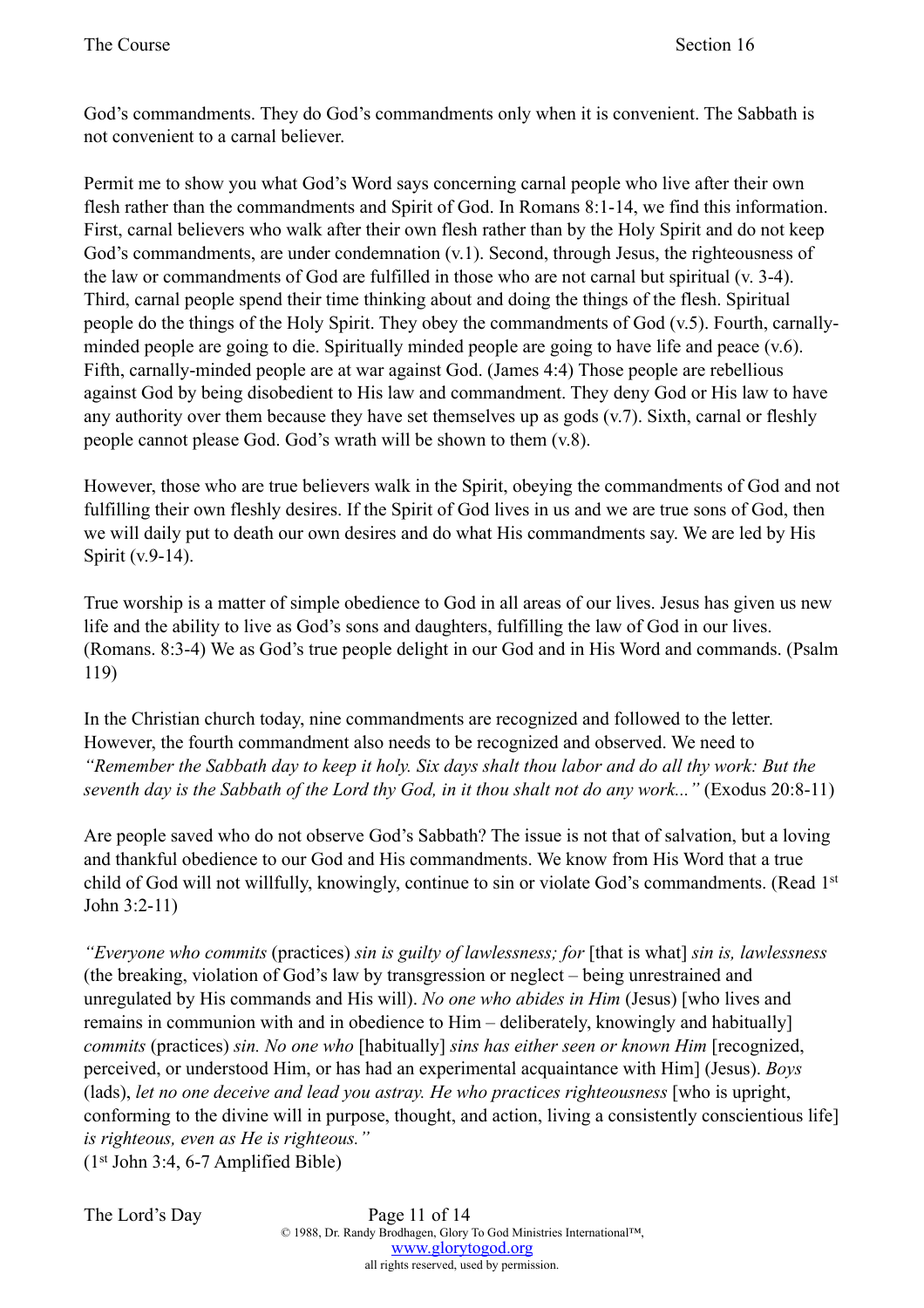God's commandments. They do God's commandments only when it is convenient. The Sabbath is not convenient to a carnal believer.

Permit me to show you what God's Word says concerning carnal people who live after their own flesh rather than the commandments and Spirit of God. In Romans 8:1-14, we find this information. First, carnal believers who walk after their own flesh rather than by the Holy Spirit and do not keep God's commandments, are under condemnation (v.1). Second, through Jesus, the righteousness of the law or commandments of God are fulfilled in those who are not carnal but spiritual (v. 3-4). Third, carnal people spend their time thinking about and doing the things of the flesh. Spiritual people do the things of the Holy Spirit. They obey the commandments of God (v.5). Fourth, carnally-minded people are going to die. Spiritually minded people are going to have life and peace (v.6). Fifth, carnally-minded people are at war against God. (James 4:4) Those people are rebellious against God by being disobedient to His law and commandment. They deny God or His law to have any authority over them because they have set themselves up as gods (v.7). Sixth, carnal or fleshly people cannot please God. God's wrath will be shown to them (v.8).

However, those who are true believers walk in the Spirit, obeying the commandments of God and not fulfilling their own fleshly desires. If the Spirit of God lives in us and we are true sons of God, then we will daily put to death our own desires and do what His commandments say. We are led by His Spirit (v.9-14).

True worship is a matter of simple obedience to God in all areas of our lives. Jesus has given us new life and the ability to live as God's sons and daughters, fulfilling the law of God in our lives. (Romans. 8:3-4) We as God's true people delight in our God and in His Word and commands. (Psalm 119)

In the Christian church today, nine commandments are recognized and followed to the letter. However, the fourth commandment also needs to be recognized and observed. We need to *"Remember the Sabbath day to keep it holy. Six days shalt thou labor and do all thy work: But the seventh day is the Sabbath of the Lord thy God, in it thou shalt not do any work..."* (Exodus 20:8-11)

Are people saved who do not observe God's Sabbath? The issue is not that of salvation, but a loving and thankful obedience to our God and His commandments. We know from His Word that a true child of God will not willfully, knowingly, continue to sin or violate God's commandments. (Read 1st John 3:2-11)

*"Everyone who commits* (practices) *sin is guilty of lawlessness; for* [that is what] *sin is, lawlessness* (the breaking, violation of God's law by transgression or neglect – being unrestrained and unregulated by His commands and His will). *No one who abides in Him* (Jesus) [who lives and remains in communion with and in obedience to Him – deliberately, knowingly and habitually] *commits* (practices) *sin. No one who* [habitually] *sins has either seen or known Him* [recognized, perceived, or understood Him, or has had an experimental acquaintance with Him] (Jesus). *Boys* (lads), *let no one deceive and lead you astray. He who practices righteousness* [who is upright, conforming to the divine will in purpose, thought, and action, living a consistently conscientious life] *is righteous, even as He is righteous."*
(1st John 3:4, 6-7 Amplified Bible)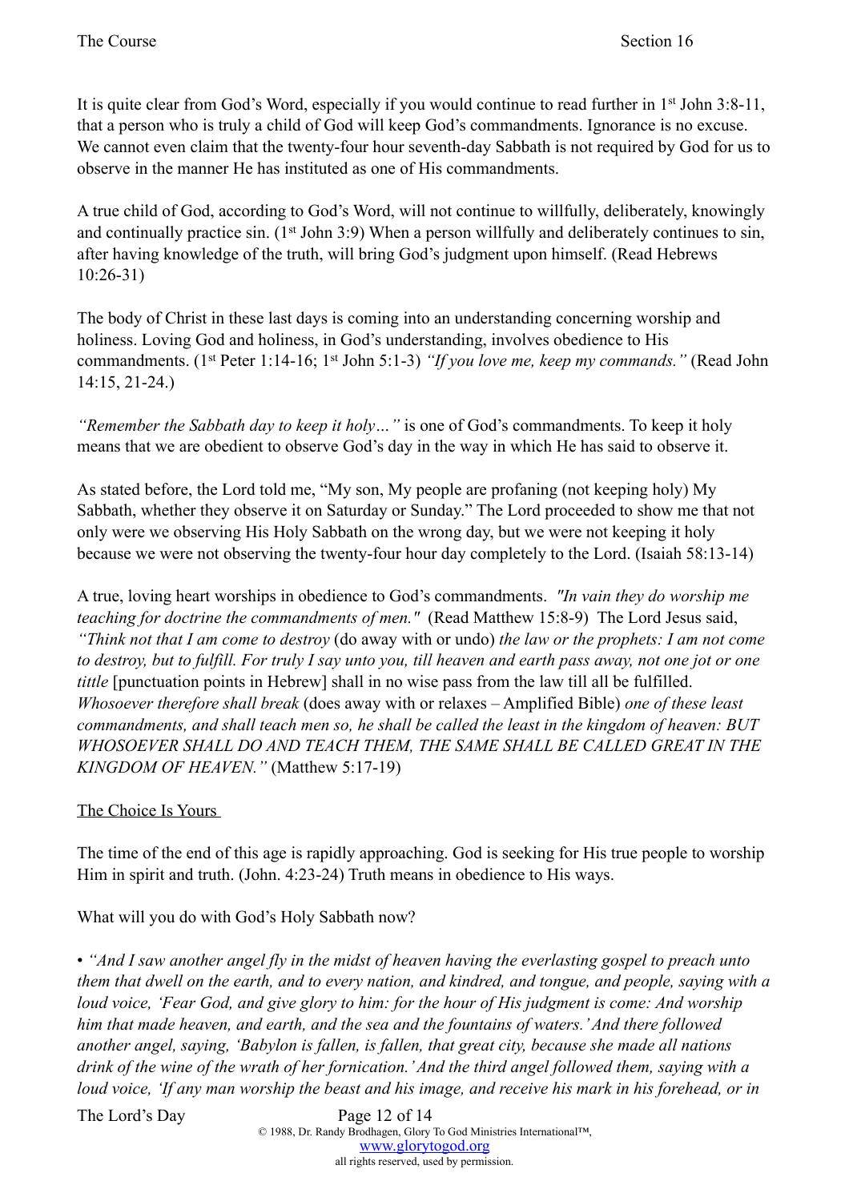It is quite clear from God's Word, especially if you would continue to read further in 1st John 3:8-11, that a person who is truly a child of God will keep God's commandments. Ignorance is no excuse. We cannot even claim that the twenty-four hour seventh-day Sabbath is not required by God for us to observe in the manner He has instituted as one of His commandments.

A true child of God, according to God's Word, will not continue to willfully, deliberately, knowingly and continually practice sin. (1st John 3:9) When a person willfully and deliberately continues to sin, after having knowledge of the truth, will bring God's judgment upon himself. (Read Hebrews 10:26-31)

The body of Christ in these last days is coming into an understanding concerning worship and holiness. Loving God and holiness, in God's understanding, involves obedience to His commandments. (1st Peter 1:14-16; 1st John 5:1-3) *"If you love me, keep my commands."* (Read John 14:15, 21-24.)

*"Remember the Sabbath day to keep it holy…"* is one of God's commandments. To keep it holy means that we are obedient to observe God's day in the way in which He has said to observe it.

As stated before, the Lord told me, "My son, My people are profaning (not keeping holy) My Sabbath, whether they observe it on Saturday or Sunday." The Lord proceeded to show me that not only were we observing His Holy Sabbath on the wrong day, but we were not keeping it holy because we were not observing the twenty-four hour day completely to the Lord. (Isaiah 58:13-14)

A true, loving heart worships in obedience to God's commandments. *"In vain they do worship me teaching for doctrine the commandments of men."* (Read Matthew 15:8-9) The Lord Jesus said, *"Think not that I am come to destroy* (do away with or undo) *the law or the prophets: I am not come to destroy, but to fulfill. For truly I say unto you, till heaven and earth pass away, not one jot or one tittle* [punctuation points in Hebrew] shall in no wise pass from the law till all be fulfilled. *Whosoever therefore shall break* (does away with or relaxes – Amplified Bible) *one of these least commandments, and shall teach men so, he shall be called the least in the kingdom of heaven: BUT WHOSOEVER SHALL DO AND TEACH THEM, THE SAME SHALL BE CALLED GREAT IN THE KINGDOM OF HEAVEN."* (Matthew 5:17-19)

## The Choice Is Yours

The time of the end of this age is rapidly approaching. God is seeking for His true people to worship Him in spirit and truth. (John. 4:23-24) Truth means in obedience to His ways.

What will you do with God's Holy Sabbath now?

• *"And I saw another angel fly in the midst of heaven having the everlasting gospel to preach unto them that dwell on the earth, and to every nation, and kindred, and tongue, and people, saying with a loud voice, 'Fear God, and give glory to him: for the hour of His judgment is come: And worship him that made heaven, and earth, and the sea and the fountains of waters.' And there followed another angel, saying, 'Babylon is fallen, is fallen, that great city, because she made all nations drink of the wine of the wrath of her fornication.' And the third angel followed them, saying with a loud voice, 'If any man worship the beast and his image, and receive his mark in his forehead, or in*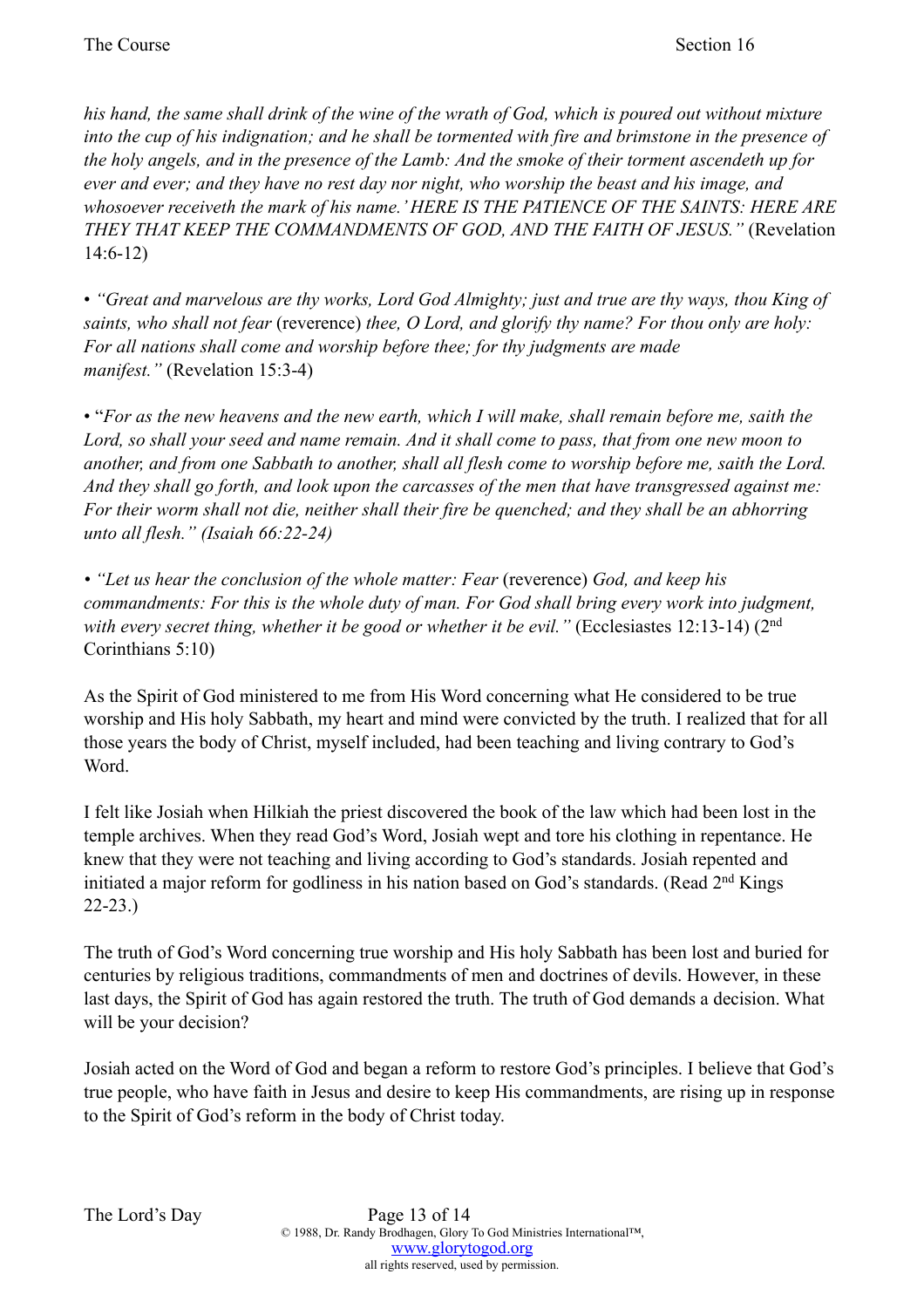*his hand, the same shall drink of the wine of the wrath of God, which is poured out without mixture into the cup of his indignation; and he shall be tormented with fire and brimstone in the presence of the holy angels, and in the presence of the Lamb: And the smoke of their torment ascendeth up for ever and ever; and they have no rest day nor night, who worship the beast and his image, and whosoever receiveth the mark of his name.' HERE IS THE PATIENCE OF THE SAINTS: HERE ARE THEY THAT KEEP THE COMMANDMENTS OF GOD, AND THE FAITH OF JESUS."* (Revelation 14:6-12)

• *"Great and marvelous are thy works, Lord God Almighty; just and true are thy ways, thou King of saints, who shall not fear* (reverence) *thee, O Lord, and glorify thy name? For thou only are holy: For all nations shall come and worship before thee; for thy judgments are made manifest."* (Revelation 15:3-4)

• "*For as the new heavens and the new earth, which I will make, shall remain before me, saith the Lord, so shall your seed and name remain. And it shall come to pass, that from one new moon to another, and from one Sabbath to another, shall all flesh come to worship before me, saith the Lord. And they shall go forth, and look upon the carcasses of the men that have transgressed against me: For their worm shall not die, neither shall their fire be quenched; and they shall be an abhorring unto all flesh." (Isaiah 66:22-24)*

• *"Let us hear the conclusion of the whole matter: Fear* (reverence) *God, and keep his commandments: For this is the whole duty of man. For God shall bring every work into judgment, with every secret thing, whether it be good or whether it be evil."* (Ecclesiastes 12:13-14) (2nd Corinthians 5:10)

As the Spirit of God ministered to me from His Word concerning what He considered to be true worship and His holy Sabbath, my heart and mind were convicted by the truth. I realized that for all those years the body of Christ, myself included, had been teaching and living contrary to God's Word.

I felt like Josiah when Hilkiah the priest discovered the book of the law which had been lost in the temple archives. When they read God's Word, Josiah wept and tore his clothing in repentance. He knew that they were not teaching and living according to God's standards. Josiah repented and initiated a major reform for godliness in his nation based on God's standards. (Read 2nd Kings 22-23.)

The truth of God's Word concerning true worship and His holy Sabbath has been lost and buried for centuries by religious traditions, commandments of men and doctrines of devils. However, in these last days, the Spirit of God has again restored the truth. The truth of God demands a decision. What will be your decision?

Josiah acted on the Word of God and began a reform to restore God's principles. I believe that God's true people, who have faith in Jesus and desire to keep His commandments, are rising up in response to the Spirit of God's reform in the body of Christ today.

© 1988, Dr. Randy Brodhagen, Glory To God Ministries International™, www.glorytogod.org all rights reserved, used by permission.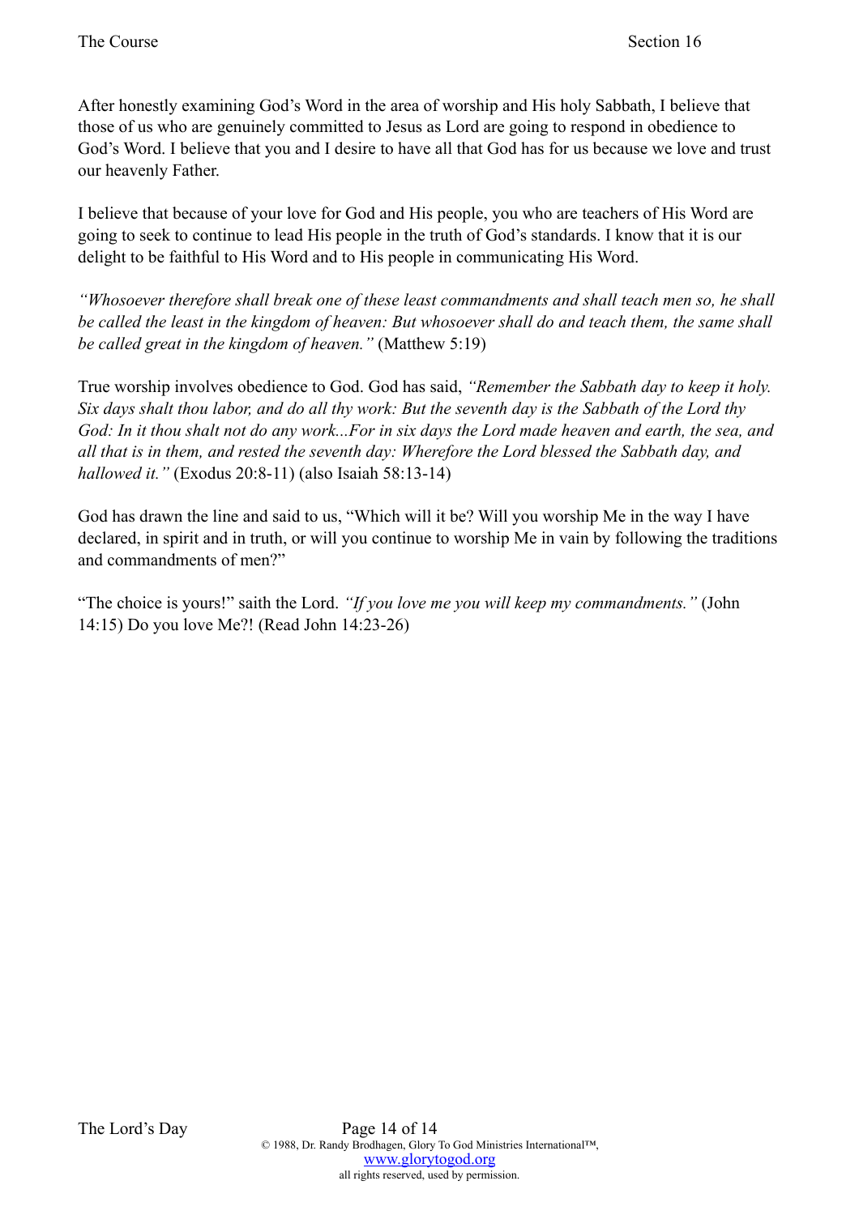After honestly examining God's Word in the area of worship and His holy Sabbath, I believe that those of us who are genuinely committed to Jesus as Lord are going to respond in obedience to God's Word. I believe that you and I desire to have all that God has for us because we love and trust our heavenly Father.

I believe that because of your love for God and His people, you who are teachers of His Word are going to seek to continue to lead His people in the truth of God's standards. I know that it is our delight to be faithful to His Word and to His people in communicating His Word.

*"Whosoever therefore shall break one of these least commandments and shall teach men so, he shall be called the least in the kingdom of heaven: But whosoever shall do and teach them, the same shall be called great in the kingdom of heaven."* (Matthew 5:19)

True worship involves obedience to God. God has said, *"Remember the Sabbath day to keep it holy. Six days shalt thou labor, and do all thy work: But the seventh day is the Sabbath of the Lord thy God: In it thou shalt not do any work...For in six days the Lord made heaven and earth, the sea, and all that is in them, and rested the seventh day: Wherefore the Lord blessed the Sabbath day, and hallowed it."* (Exodus 20:8-11) (also Isaiah 58:13-14)

God has drawn the line and said to us, "Which will it be? Will you worship Me in the way I have declared, in spirit and in truth, or will you continue to worship Me in vain by following the traditions and commandments of men?"

"The choice is yours!" saith the Lord. *"If you love me you will keep my commandments."* (John 14:15) Do you love Me?! (Read John 14:23-26)

© 1988, Dr. Randy Brodhagen, Glory To God Ministries International™,
www.glorytogod.org
all rights reserved, used by permission.